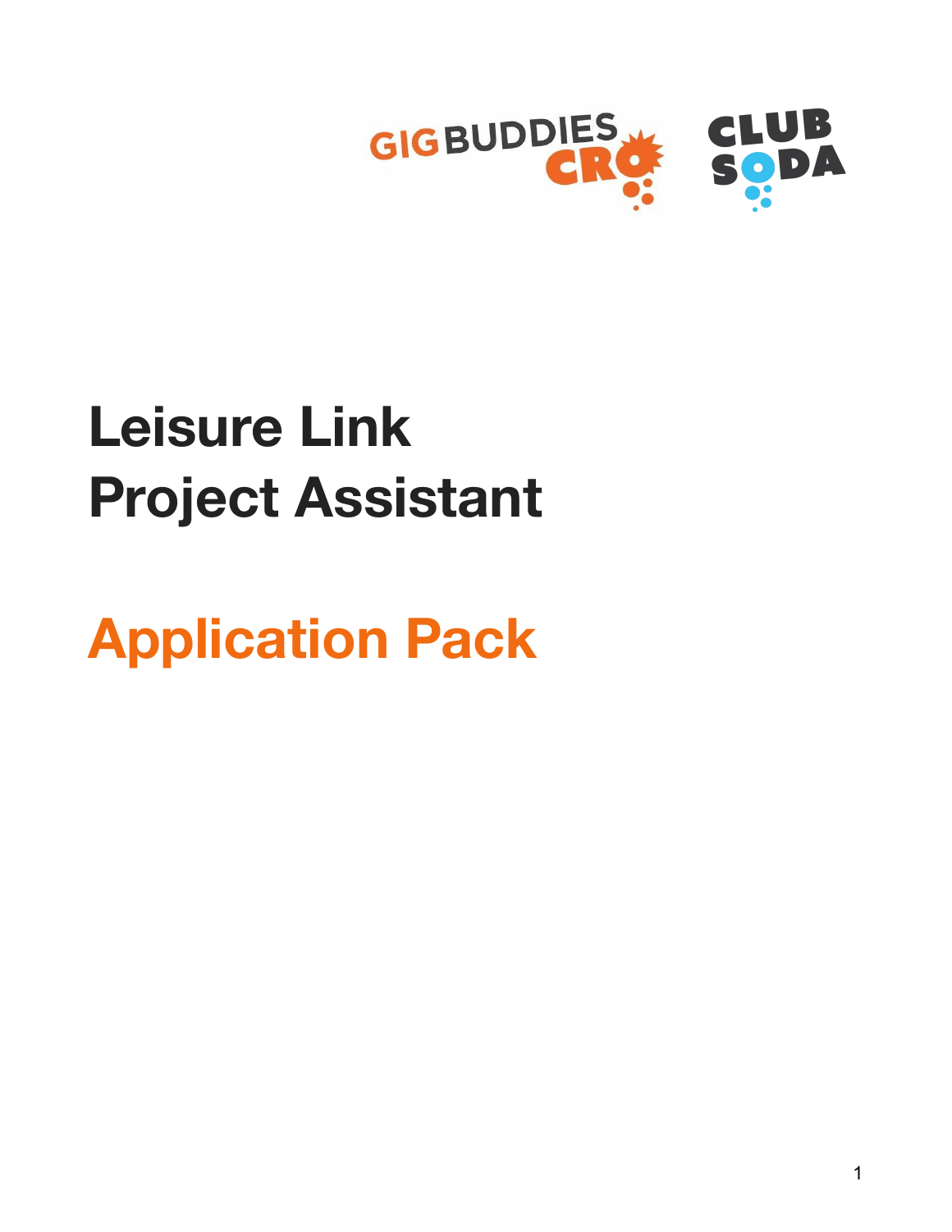# Leisure Link Project Assistant

## Application Pack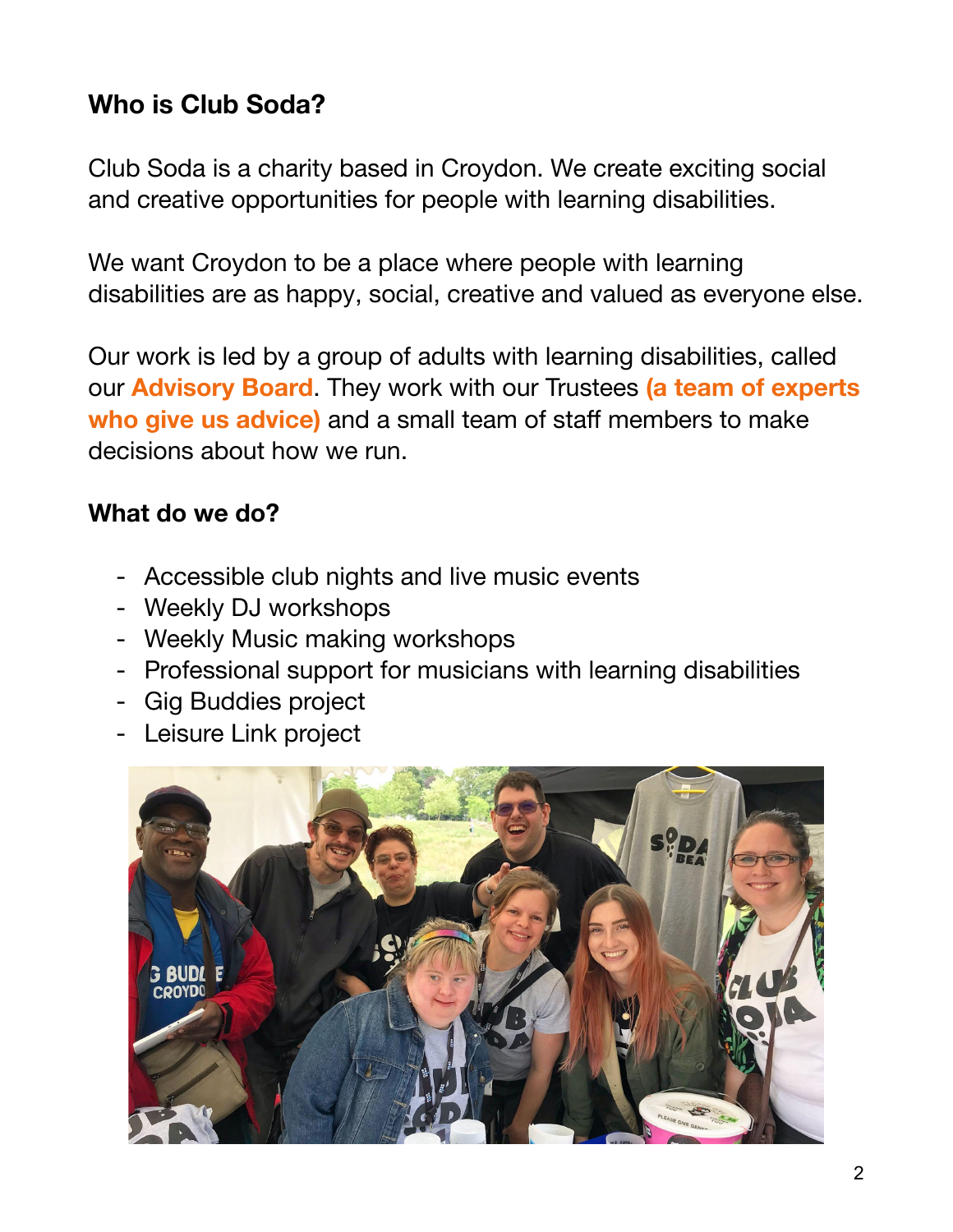## Who is Club Soda?

Club Soda is a charity based in Croydon. We create exciting social and creative opportunities for people with learning disabilities.

We want Croydon to be a place where people with learning disabilities are as happy, social, creative and valued as everyone else.

Our work is led by a group of adults with learning disabilities, called our **Advisory Board**. They work with our Trustees **(a team of experts who give us advice)** and a small team of staff members to make decisions about how we run.

## What do we do?

- Accessible club nights and live music events
- Weekly DJ workshops
- Weekly Music making workshops
- Professional support for musicians with learning disabilities
- Gig Buddies project
- Leisure Link project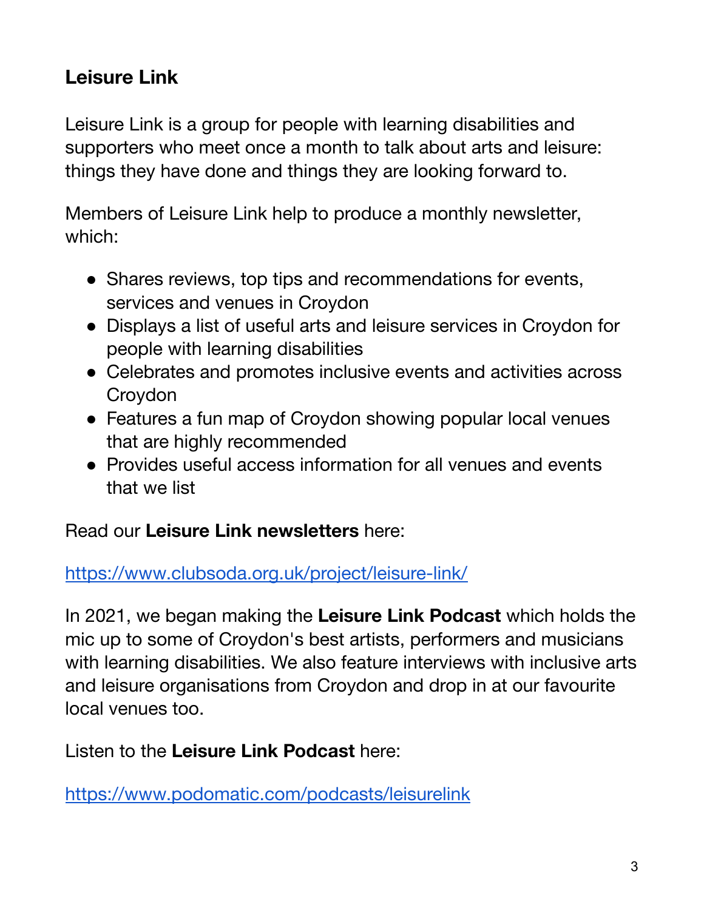## Leisure Link

Leisure Link is a group for people with learning disabilities and supporters who meet once a month to talk about arts and leisure: things they have done and things they are looking forward to.

Members of Leisure Link help to produce a monthly newsletter, which:

- Shares reviews, top tips and recommendations for events, services and venues in Croydon
- Displays a list of useful arts and leisure services in Croydon for people with learning disabilities
- Celebrates and promotes inclusive events and activities across Croydon
- Features a fun map of Croydon showing popular local venues that are highly recommended
- Provides useful access information for all venues and events that we list

Read our **Leisure Link newsletters** here:

[https://www.clubsoda.org.uk/project/leisure-link/](https://www.clubsoda.org.uk/project/leisure-link/)

In 2021, we began making the **Leisure Link Podcast** which holds the mic up to some of Croydon's best artists, performers and musicians with learning disabilities. We also feature interviews with inclusive arts and leisure organisations from Croydon and drop in at our favourite local venues too.

Listen to the **Leisure Link Podcast** here:

[https://www.podomatic.com/podcasts/leisurelink](https://www.podomatic.com/podcasts/leisurelink)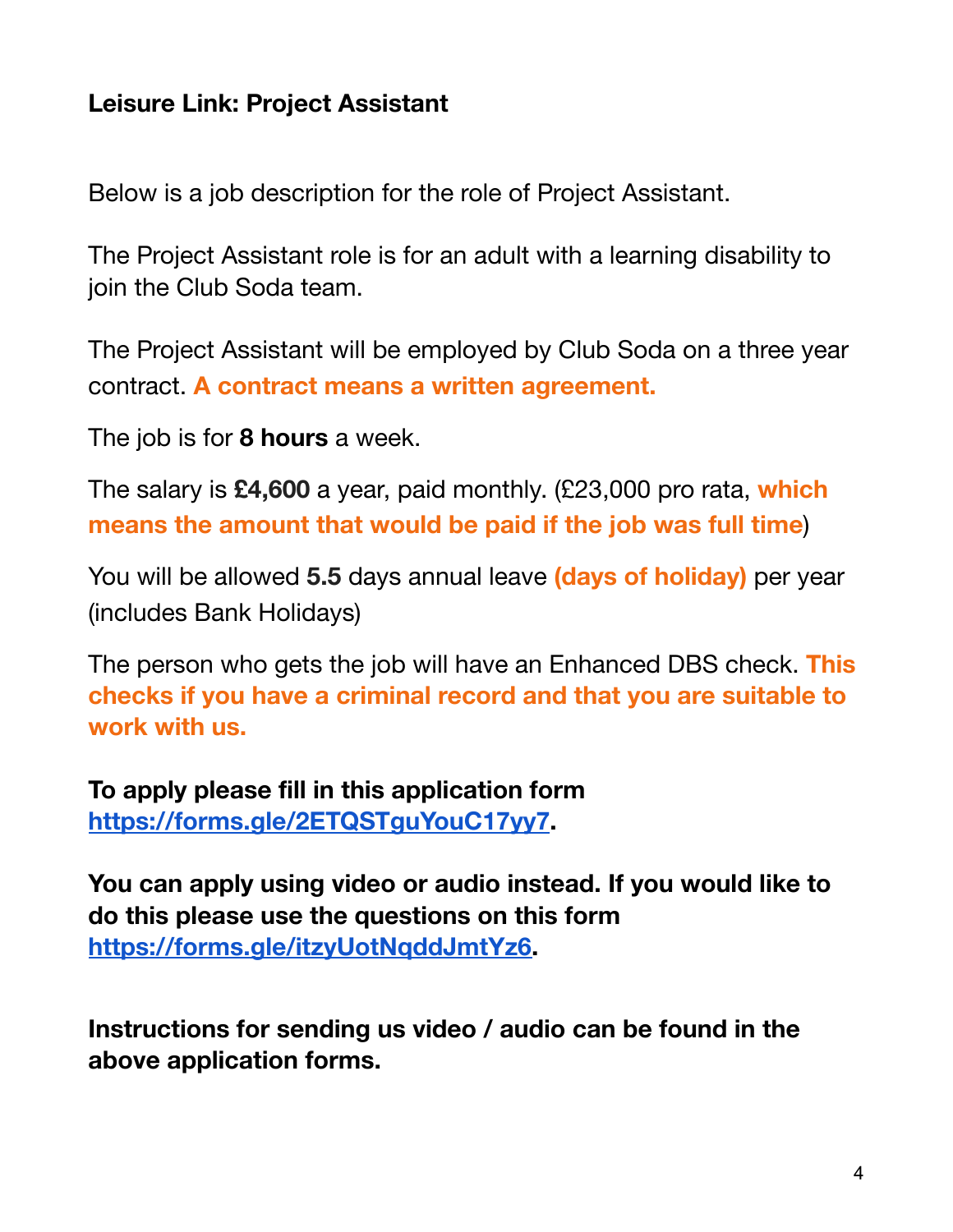**Leisure Link: Project Assistant**

Below is a job description for the role of Project Assistant.

The Project Assistant role is for an adult with a learning disability to join the Club Soda team.

The Project Assistant will be employed by Club Soda on a three year contract. **A contract means a written agreement.**

The job is for **8 hours** a week.

The salary is **£4,600** a year, paid monthly. (£23,000 pro rata, **which means the amount that would be paid if the job was full time**)

You will be allowed **5.5** days annual leave **(days of holiday)** per year (includes Bank Holidays)

The person who gets the job will have an Enhanced DBS check. **This checks if you have a criminal record and that you are suitable to work with us.**

**To apply please fill in this application form [https://forms.gle/2ETQSTguYouC17yy7](https://forms.gle/2ETQSTguYouC17yy7).**

**You can apply using video or audio instead. If you would like to do this please use the questions on this form [https://forms.gle/itzyUotNqddJmtYz6](https://forms.gle/itzyUotNqddJmtYz6).**

**Instructions for sending us video / audio can be found in the above application forms.**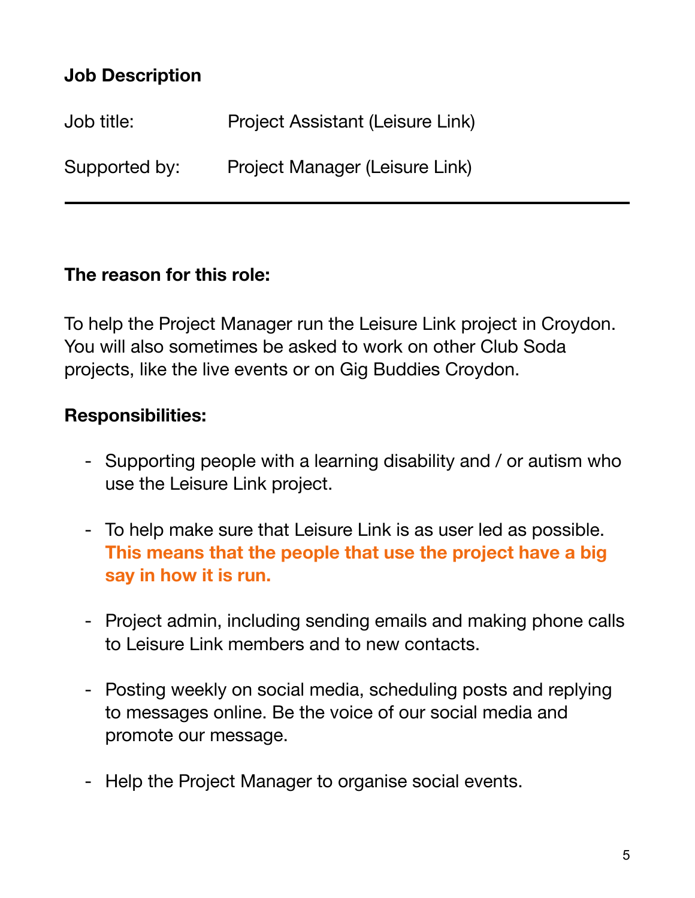**Job Description**

| | |
|---|---|
| Job title: | Project Assistant (Leisure Link) |
| Supported by: | Project Manager (Leisure Link) |

---

**The reason for this role:**

To help the Project Manager run the Leisure Link project in Croydon. You will also sometimes be asked to work on other Club Soda projects, like the live events or on Gig Buddies Croydon.

**Responsibilities:**

- Supporting people with a learning disability and / or autism who use the Leisure Link project.

- To help make sure that Leisure Link is as user led as possible. **This means that the people that use the project have a big say in how it is run.**

- Project admin, including sending emails and making phone calls to Leisure Link members and to new contacts.

- Posting weekly on social media, scheduling posts and replying to messages online. Be the voice of our social media and promote our message.

- Help the Project Manager to organise social events.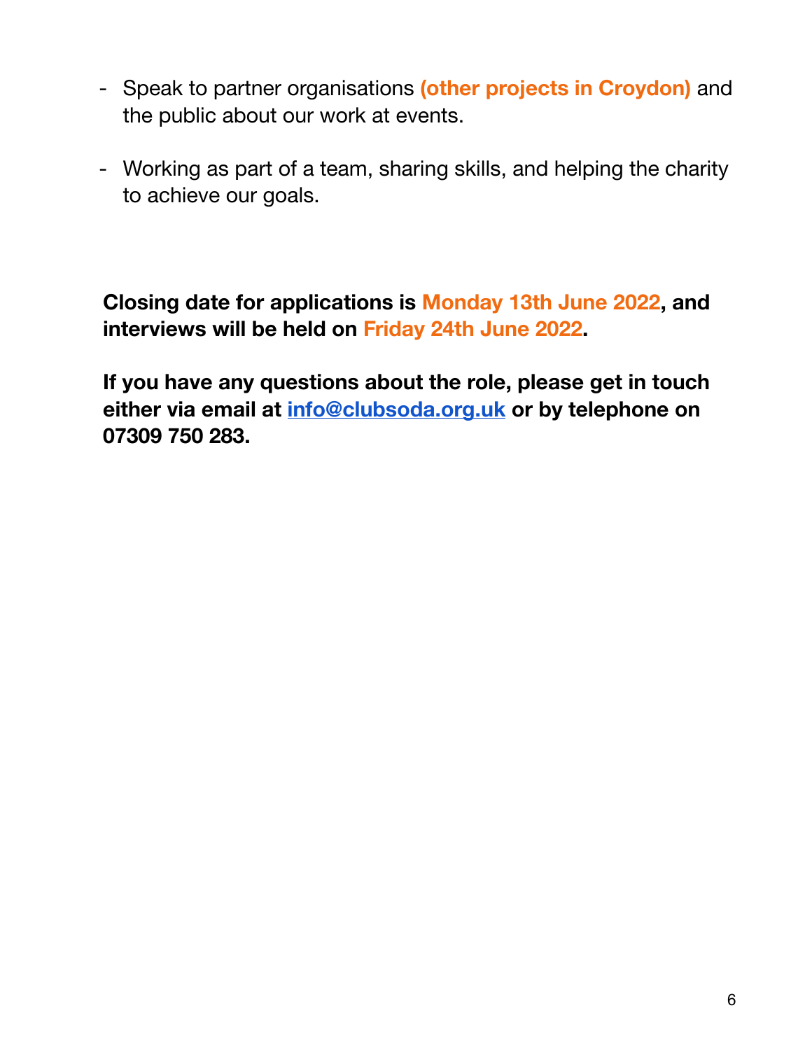- Speak to partner organisations **(other projects in Croydon)** and the public about our work at events.

- Working as part of a team, sharing skills, and helping the charity to achieve our goals.

**Closing date for applications is Monday 13th June 2022, and interviews will be held on Friday 24th June 2022.**

**If you have any questions about the role, please get in touch either via email at [info@clubsoda.org.uk](mailto:info@clubsoda.org.uk) or by telephone on 07309 750 283.**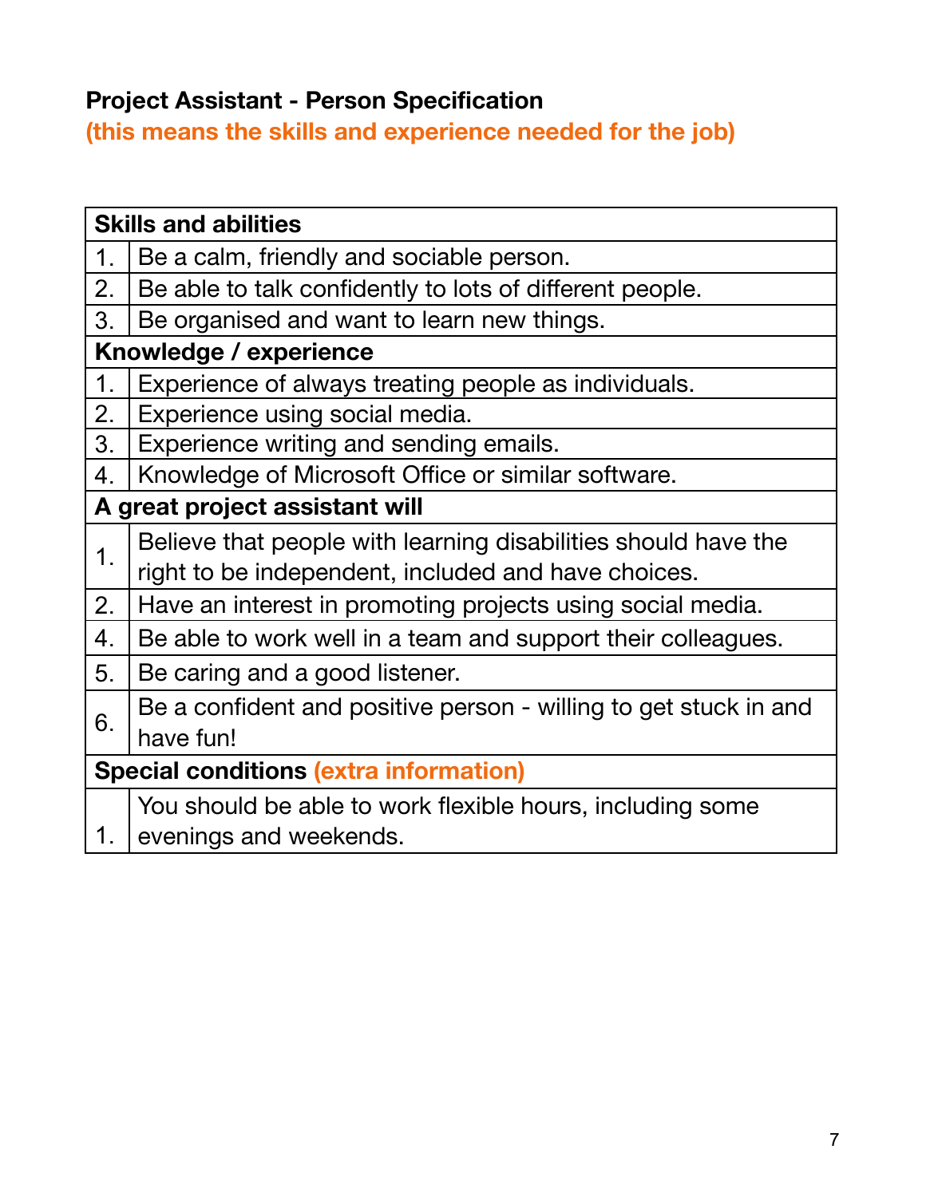**Project Assistant - Person Specification**

**(this means the skills and experience needed for the job)**

| | |
|---|---|
| **Skills and abilities** | |
| 1. | Be a calm, friendly and sociable person. |
| 2. | Be able to talk confidently to lots of different people. |
| 3. | Be organised and want to learn new things. |
| **Knowledge / experience** | |
| 1. | Experience of always treating people as individuals. |
| 2. | Experience using social media. |
| 3. | Experience writing and sending emails. |
| 4. | Knowledge of Microsoft Office or similar software. |
| **A great project assistant will** | |
| 1. | Believe that people with learning disabilities should have the right to be independent, included and have choices. |
| 2. | Have an interest in promoting projects using social media. |
| 4. | Be able to work well in a team and support their colleagues. |
| 5. | Be caring and a good listener. |
| 6. | Be a confident and positive person - willing to get stuck in and have fun! |
| **Special conditions (extra information)** | |
| 1. | You should be able to work flexible hours, including some evenings and weekends. |